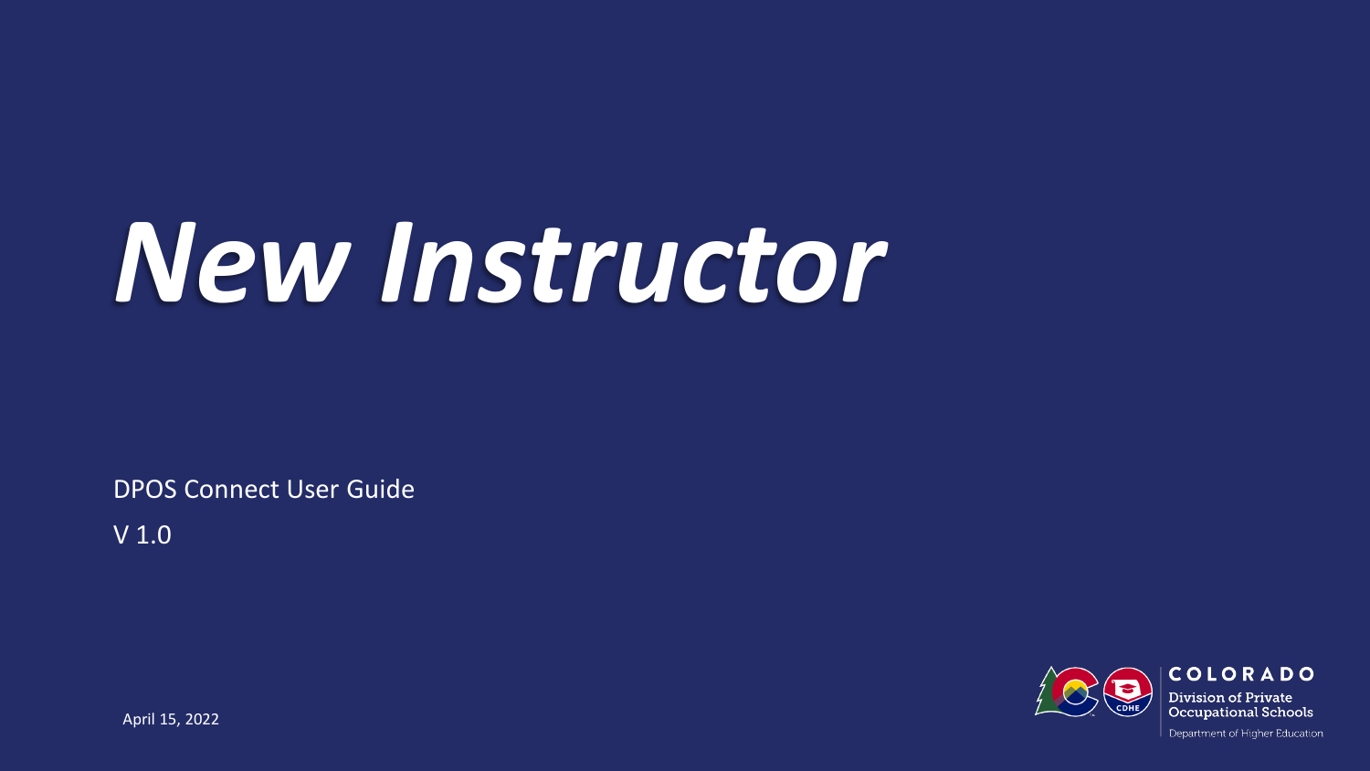# *New Instructor*

DPOS Connect User Guide

V 1.0

April 15, 2022

COLORADO

Division of Private Occupational Schools

Department of Higher Education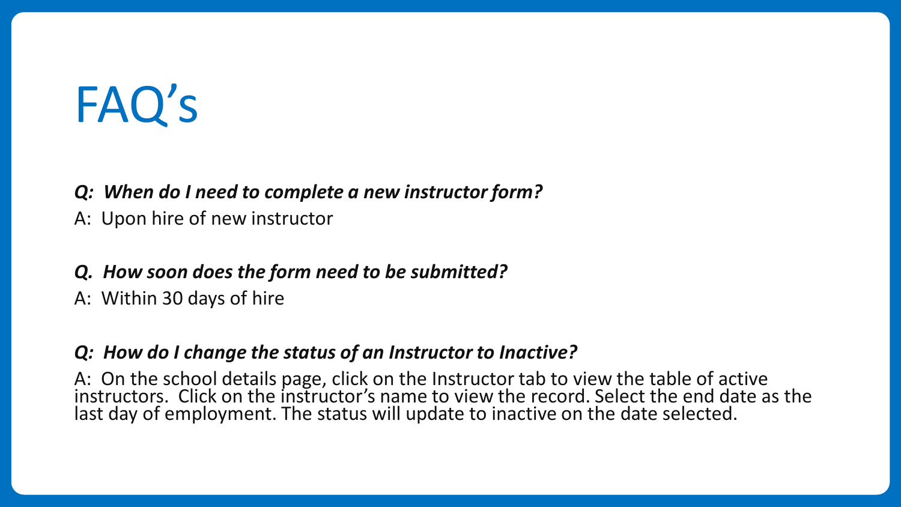# FAQ’s

***Q: When do I need to complete a new instructor form?***

A: Upon hire of new instructor

***Q. How soon does the form need to be submitted?***

A: Within 30 days of hire

***Q: How do I change the status of an Instructor to Inactive?***

A: On the school details page, click on the Instructor tab to view the table of active instructors. Click on the instructor’s name to view the record. Select the end date as the last day of employment. The status will update to inactive on the date selected.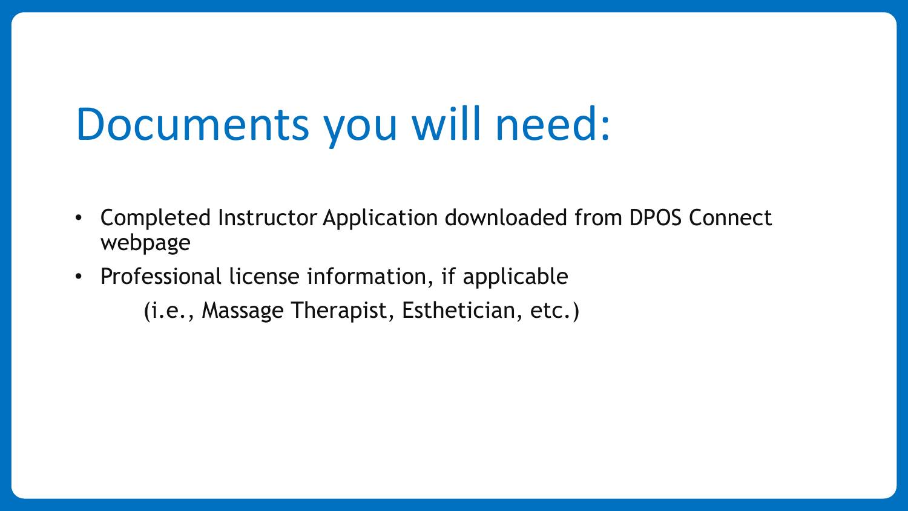# Documents you will need:

- Completed Instructor Application downloaded from DPOS Connect webpage
- Professional license information, if applicable

  (i.e., Massage Therapist, Esthetician, etc.)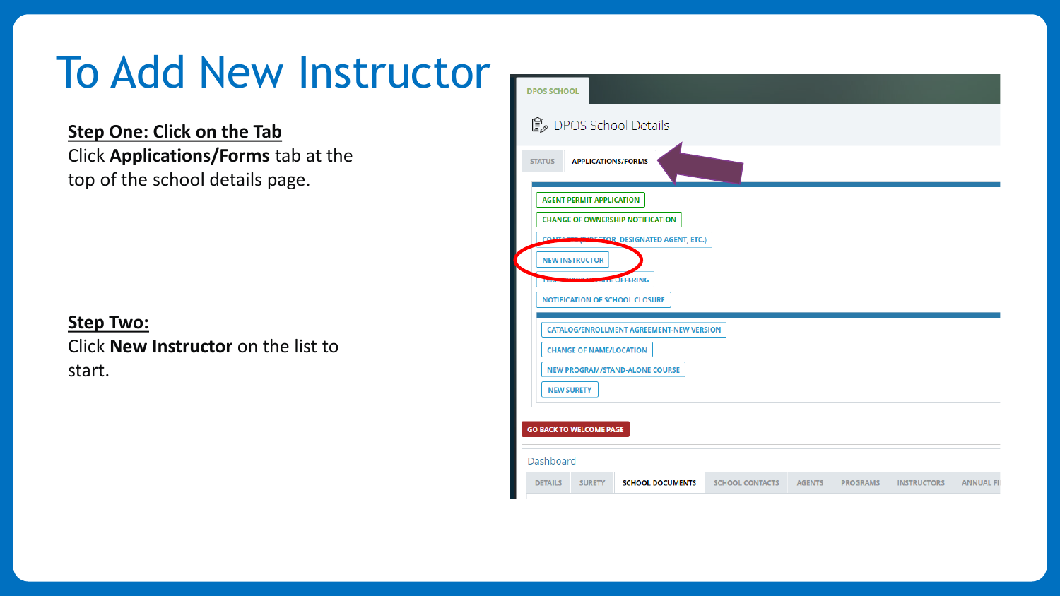# To Add New Instructor

**Step One: Click on the Tab**

Click **Applications/Forms** tab at the top of the school details page.

**Step Two:**

Click **New Instructor** on the list to start.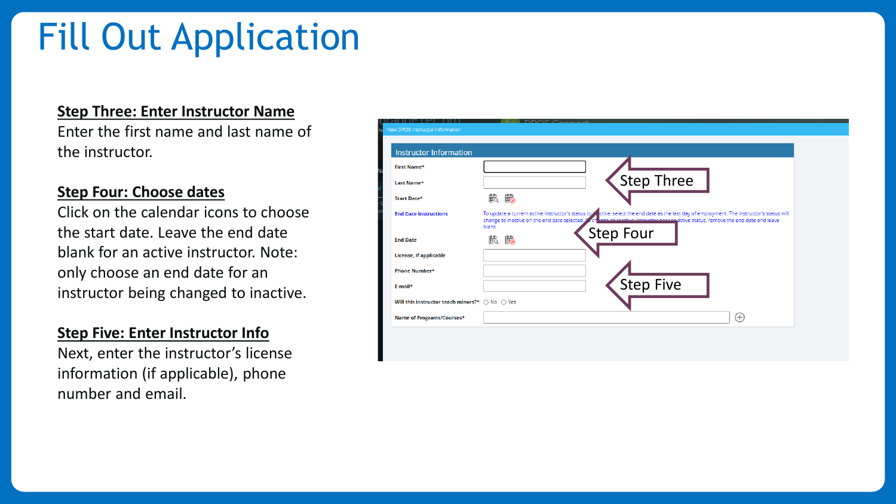# Fill Out Application

**Step Three: Enter Instructor Name**

Enter the first name and last name of the instructor.

**Step Four: Choose dates**

Click on the calendar icons to choose the start date. Leave the end date blank for an active instructor. Note: only choose an end date for an instructor being changed to inactive.

**Step Five: Enter Instructor Info**

Next, enter the instructor's license information (if applicable), phone number and email.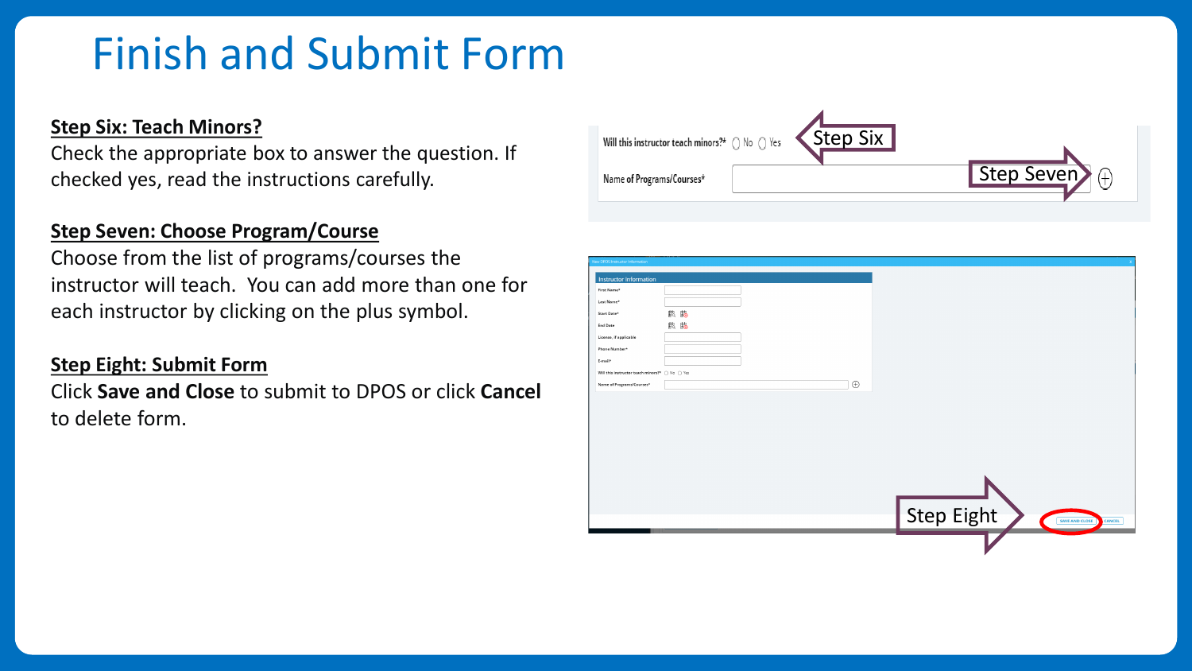# Finish and Submit Form

**Step Six: Teach Minors?**

Check the appropriate box to answer the question. If checked yes, read the instructions carefully.

**Step Seven: Choose Program/Course**

Choose from the list of programs/courses the instructor will teach. You can add more than one for each instructor by clicking on the plus symbol.

**Step Eight: Submit Form**

Click **Save and Close** to submit to DPOS or click **Cancel** to delete form.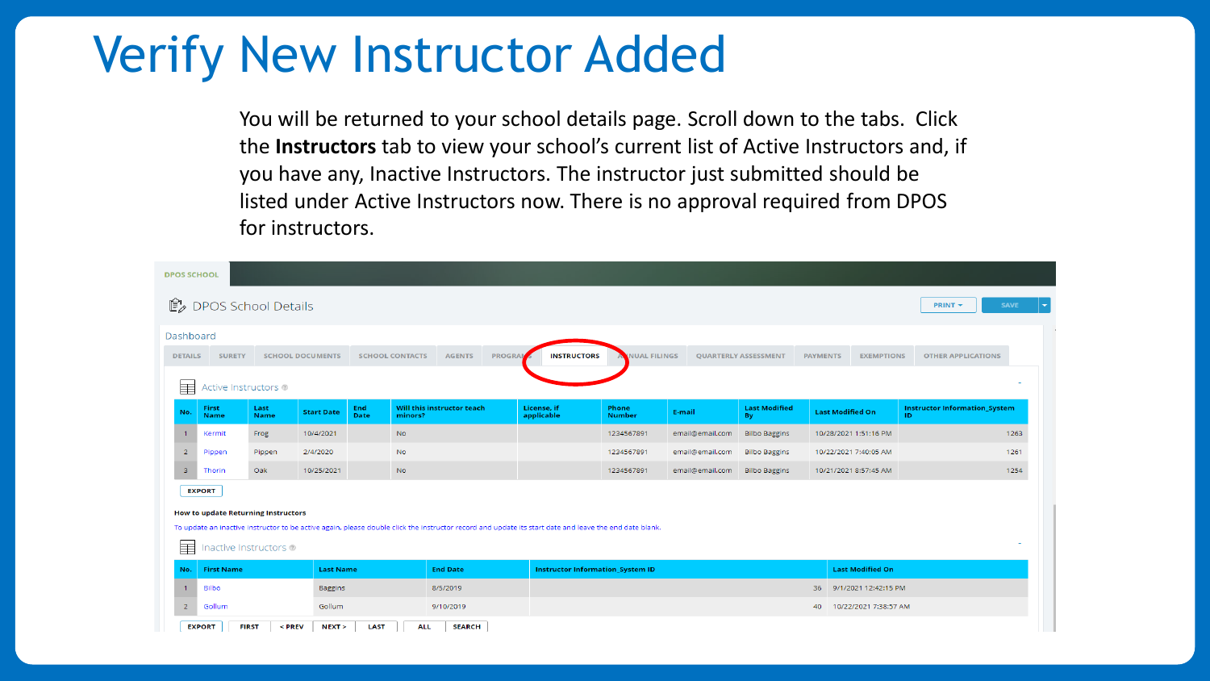# Verify New Instructor Added

You will be returned to your school details page. Scroll down to the tabs. Click the **Instructors** tab to view your school's current list of Active Instructors and, if you have any, Inactive Instructors. The instructor just submitted should be listed under Active Instructors now. There is no approval required from DPOS for instructors.

DPOS SCHOOL

DPOS School Details

PRINT SAVE

Dashboard

DETAILS | SURETY | SCHOOL DOCUMENTS | SCHOOL CONTACTS | AGENTS | PROGRAMS | INSTRUCTORS | ANNUAL FILINGS | QUARTERLY ASSESSMENT | PAYMENTS | EXEMPTIONS | OTHER APPLICATIONS

Active Instructors

| No. | First Name | Last Name | Start Date | End Date | Will this instructor teach minors? | License, if applicable | Phone Number | E-mail | Last Modified By | Last Modified On | Instructor Information_System ID |
|---|---|---|---|---|---|---|---|---|---|---|---|
| 1 | Kermit | Frog | 10/4/2021 | | No | | 1234567891 | email@email.com | Bilbo Baggins | 10/28/2021 1:51:16 PM | 1263 |
| 2 | Pippen | Pippen | 2/4/2020 | | No | | 1234567891 | email@email.com | Bilbo Baggins | 10/22/2021 7:40:05 AM | 1261 |
| 3 | Thorin | Oak | 10/25/2021 | | No | | 1234567891 | email@email.com | Bilbo Baggins | 10/21/2021 8:57:45 AM | 1254 |

EXPORT

**How to update Returning Instructors**

To update an inactive instructor to be active again, please double click the instructor record and update its start date and leave the end date blank.

Inactive Instructors

| No. | First Name | Last Name | End Date | Instructor Information_System ID | Last Modified On |
|---|---|---|---|---|---|
| 1 | Bilbo | Baggins | 8/5/2019 | 36 | 9/1/2021 12:42:15 PM |
| 2 | Gollum | Gollum | 9/10/2019 | 40 | 10/22/2021 7:38:57 AM |

EXPORT | FIRST | < PREV | NEXT > | LAST | ALL | SEARCH